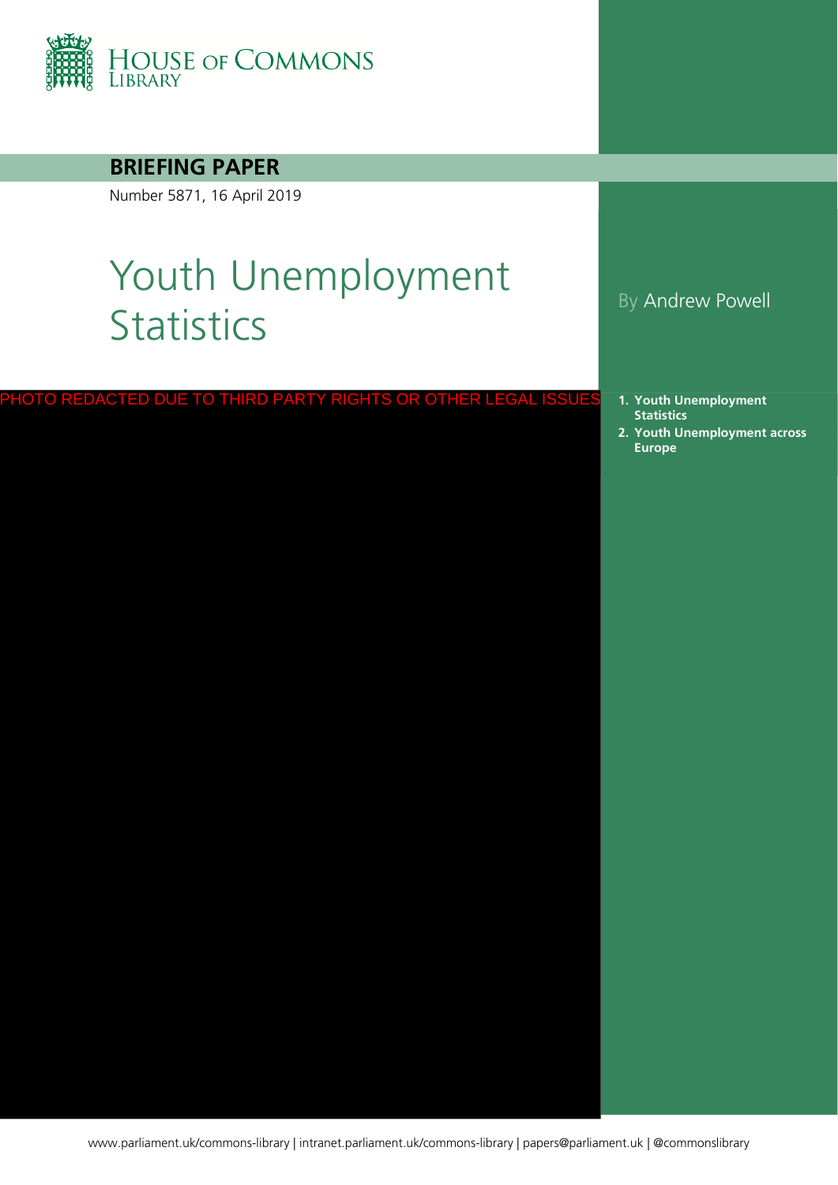HOUSE OF COMMONS LIBRARY

**BRIEFING PAPER**

Number 5871, 16 April 2019

# Youth Unemployment Statistics

By Andrew Powell

PHOTO REDACTED DUE TO THIRD PARTY RIGHTS OR OTHER LEGAL ISSUES

1. **Youth Unemployment Statistics**
2. **Youth Unemployment across Europe**

www.parliament.uk/commons-library | intranet.parliament.uk/commons-library | papers@parliament.uk | @commonslibrary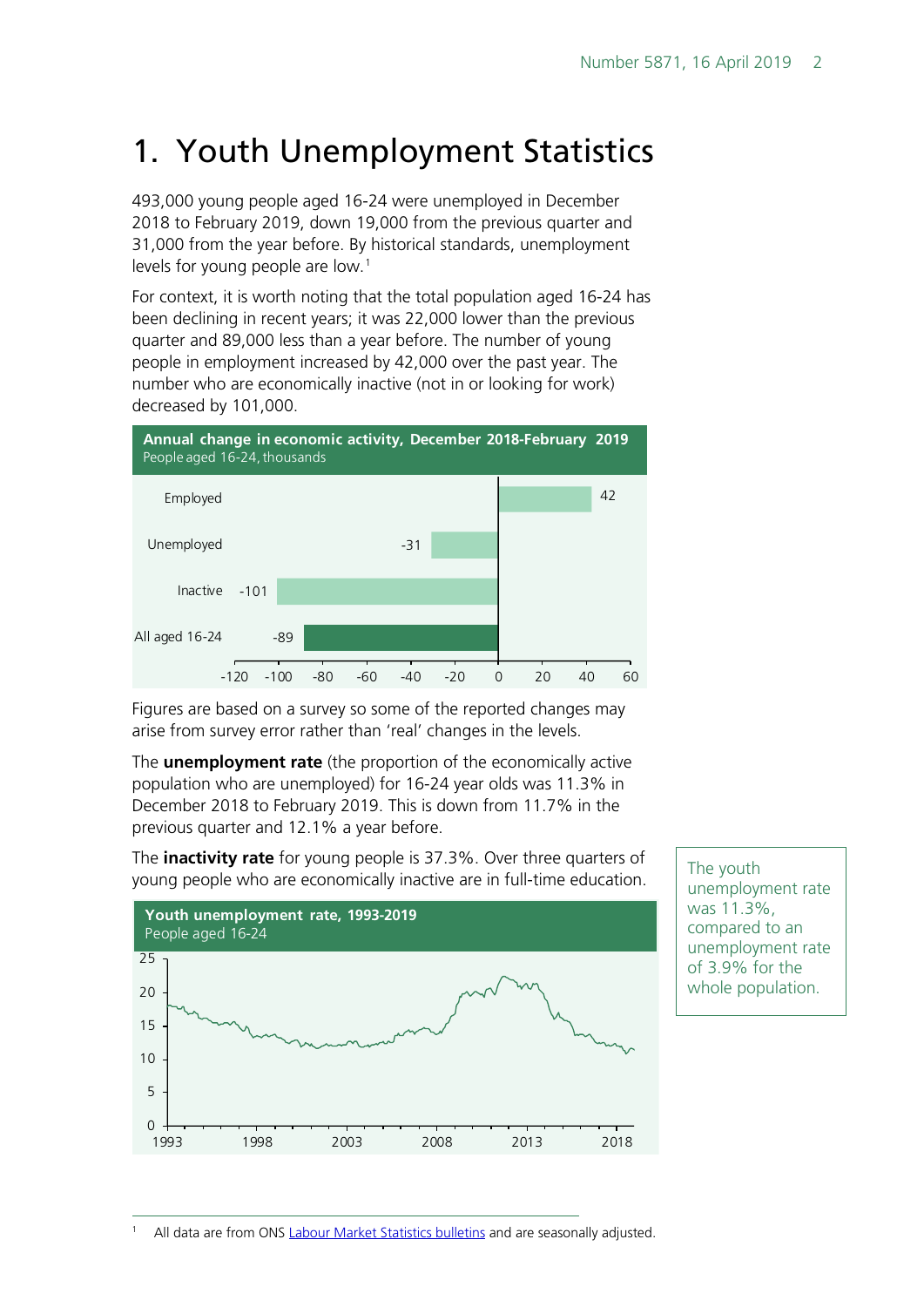# 1. Youth Unemployment Statistics

493,000 young people aged 16-24 were unemployed in December 2018 to February 2019, down 19,000 from the previous quarter and 31,000 from the year before. By historical standards, unemployment levels for young people are low.[1]

For context, it is worth noting that the total population aged 16-24 has been declining in recent years; it was 22,000 lower than the previous quarter and 89,000 less than a year before. The number of young people in employment increased by 42,000 over the past year. The number who are economically inactive (not in or looking for work) decreased by 101,000.

**Annual change in economic activity, December 2018-February 2019**
People aged 16-24, thousands

| Category | Change |
|---|---|
| Employed | 42 |
| Unemployed | -31 |
| Inactive | -101 |
| All aged 16-24 | -89 |

Figures are based on a survey so some of the reported changes may arise from survey error rather than 'real' changes in the levels.

The **unemployment rate** (the proportion of the economically active population who are unemployed) for 16-24 year olds was 11.3% in December 2018 to February 2019. This is down from 11.7% in the previous quarter and 12.1% a year before.

The **inactivity rate** for young people is 37.3%. Over three quarters of young people who are economically inactive are in full-time education.

The youth unemployment rate was 11.3%, compared to an unemployment rate of 3.9% for the whole population.

**Youth unemployment rate, 1993-2019**
People aged 16-24

[1] All data are from ONS Labour Market Statistics bulletins and are seasonally adjusted.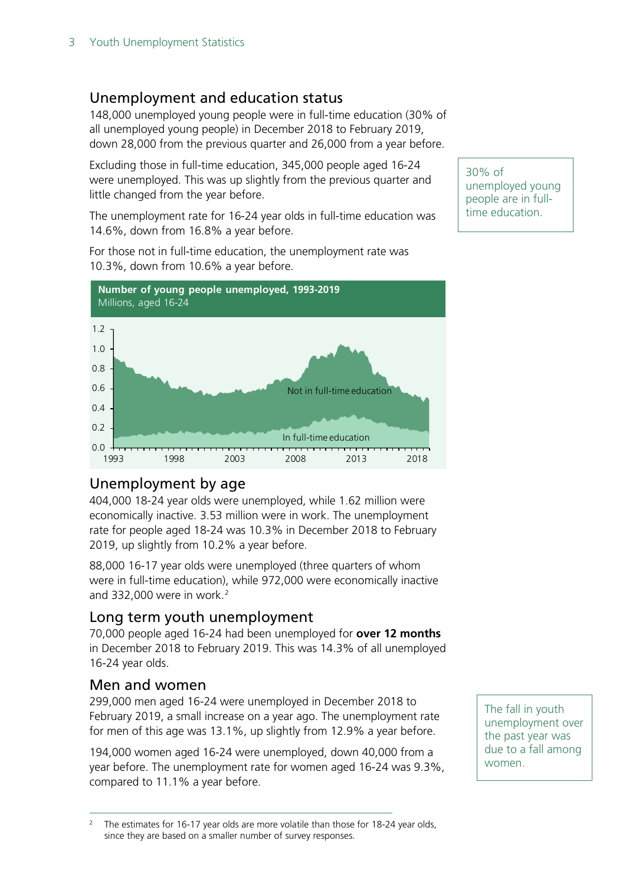## Unemployment and education status

148,000 unemployed young people were in full-time education (30% of all unemployed young people) in December 2018 to February 2019, down 28,000 from the previous quarter and 26,000 from a year before.

Excluding those in full-time education, 345,000 people aged 16-24 were unemployed. This was up slightly from the previous quarter and little changed from the year before.

The unemployment rate for 16-24 year olds in full-time education was 14.6%, down from 16.8% a year before.

For those not in full-time education, the unemployment rate was 10.3%, down from 10.6% a year before.

30% of unemployed young people are in full-time education.

**Number of young people unemployed, 1993-2019**
Millions, aged 16-24

## Unemployment by age

404,000 18-24 year olds were unemployed, while 1.62 million were economically inactive. 3.53 million were in work. The unemployment rate for people aged 18-24 was 10.3% in December 2018 to February 2019, up slightly from 10.2% a year before.

88,000 16-17 year olds were unemployed (three quarters of whom were in full-time education), while 972,000 were economically inactive and 332,000 were in work.[2]

## Long term youth unemployment

70,000 people aged 16-24 had been unemployed for **over 12 months** in December 2018 to February 2019. This was 14.3% of all unemployed 16-24 year olds.

## Men and women

299,000 men aged 16-24 were unemployed in December 2018 to February 2019, a small increase on a year ago. The unemployment rate for men of this age was 13.1%, up slightly from 12.9% a year before.

194,000 women aged 16-24 were unemployed, down 40,000 from a year before. The unemployment rate for women aged 16-24 was 9.3%, compared to 11.1% a year before.

The fall in youth unemployment over the past year was due to a fall among women.

[2] The estimates for 16-17 year olds are more volatile than those for 18-24 year olds, since they are based on a smaller number of survey responses.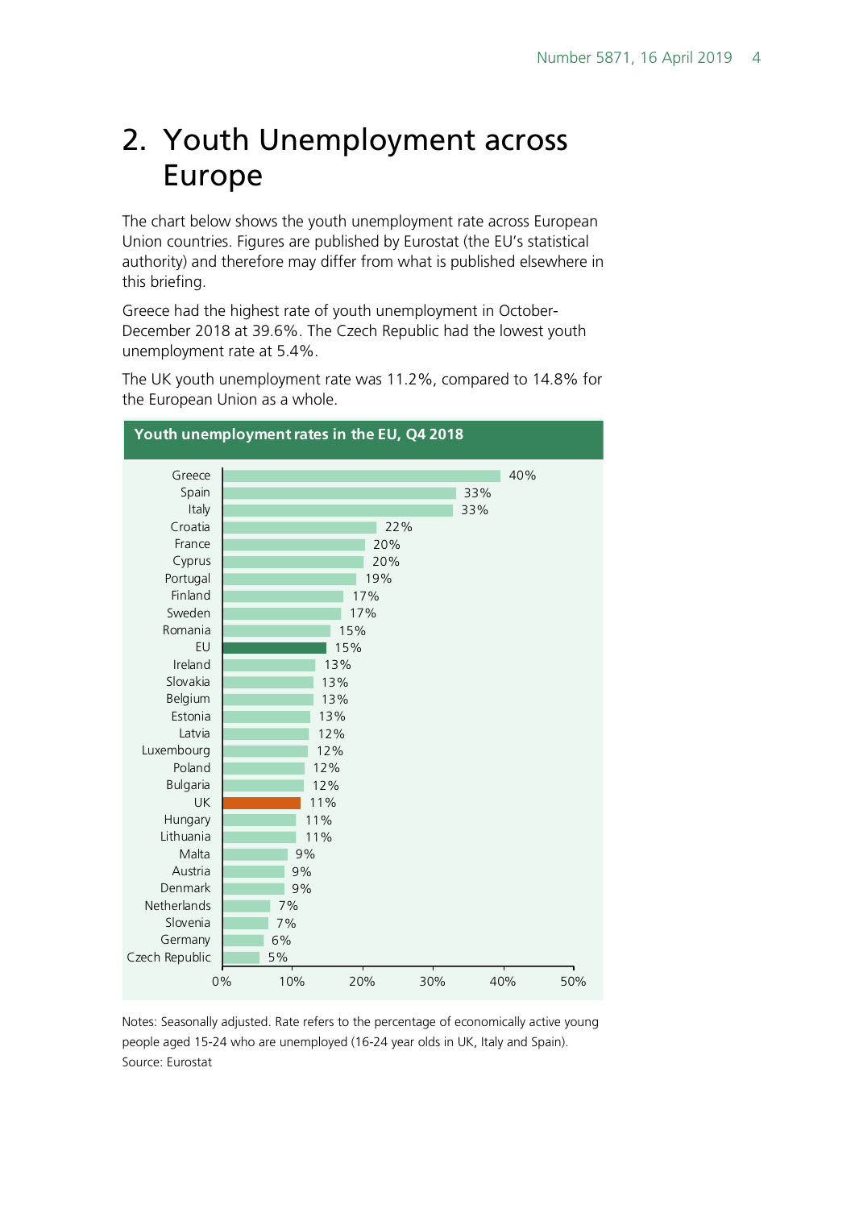# 2. Youth Unemployment across Europe

The chart below shows the youth unemployment rate across European Union countries. Figures are published by Eurostat (the EU's statistical authority) and therefore may differ from what is published elsewhere in this briefing.

Greece had the highest rate of youth unemployment in October-December 2018 at 39.6%. The Czech Republic had the lowest youth unemployment rate at 5.4%.

The UK youth unemployment rate was 11.2%, compared to 14.8% for the European Union as a whole.

**Youth unemployment rates in the EU, Q4 2018**

| Country | Rate |
|---|---|
| Greece | 40% |
| Spain | 33% |
| Italy | 33% |
| Croatia | 22% |
| France | 20% |
| Cyprus | 20% |
| Portugal | 19% |
| Finland | 17% |
| Sweden | 17% |
| Romania | 15% |
| EU | 15% |
| Ireland | 13% |
| Slovakia | 13% |
| Belgium | 13% |
| Estonia | 13% |
| Latvia | 12% |
| Luxembourg | 12% |
| Poland | 12% |
| Bulgaria | 12% |
| UK | 11% |
| Hungary | 11% |
| Lithuania | 11% |
| Malta | 9% |
| Austria | 9% |
| Denmark | 9% |
| Netherlands | 7% |
| Slovenia | 7% |
| Germany | 6% |
| Czech Republic | 5% |

Notes: Seasonally adjusted. Rate refers to the percentage of economically active young people aged 15-24 who are unemployed (16-24 year olds in UK, Italy and Spain).
Source: Eurostat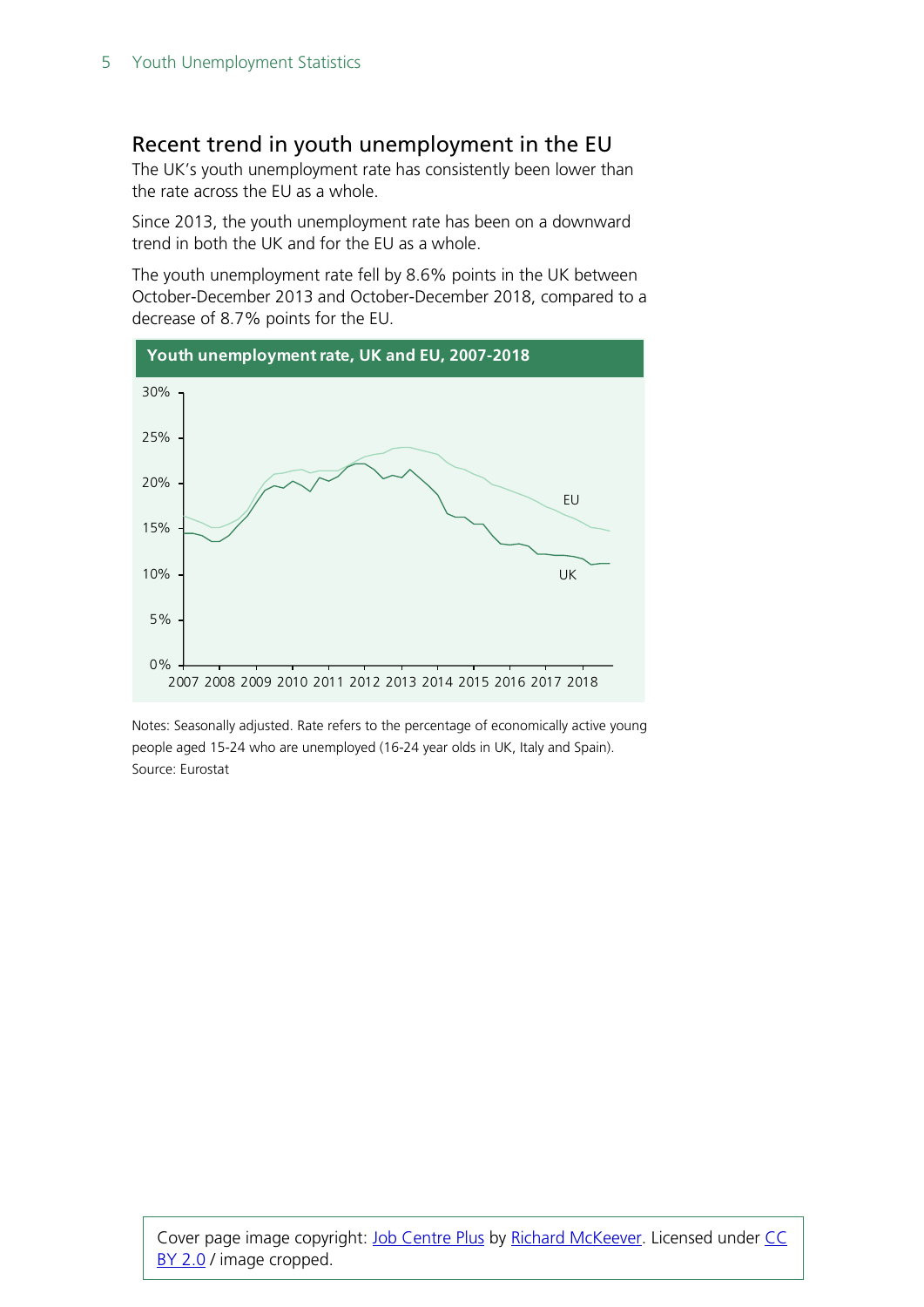## Recent trend in youth unemployment in the EU

The UK's youth unemployment rate has consistently been lower than the rate across the EU as a whole.

Since 2013, the youth unemployment rate has been on a downward trend in both the UK and for the EU as a whole.

The youth unemployment rate fell by 8.6% points in the UK between October-December 2013 and October-December 2018, compared to a decrease of 8.7% points for the EU.

**Youth unemployment rate, UK and EU, 2007-2018**

Notes: Seasonally adjusted. Rate refers to the percentage of economically active young people aged 15-24 who are unemployed (16-24 year olds in UK, Italy and Spain).
Source: Eurostat

Cover page image copyright: Job Centre Plus by Richard McKeever. Licensed under CC BY 2.0 / image cropped.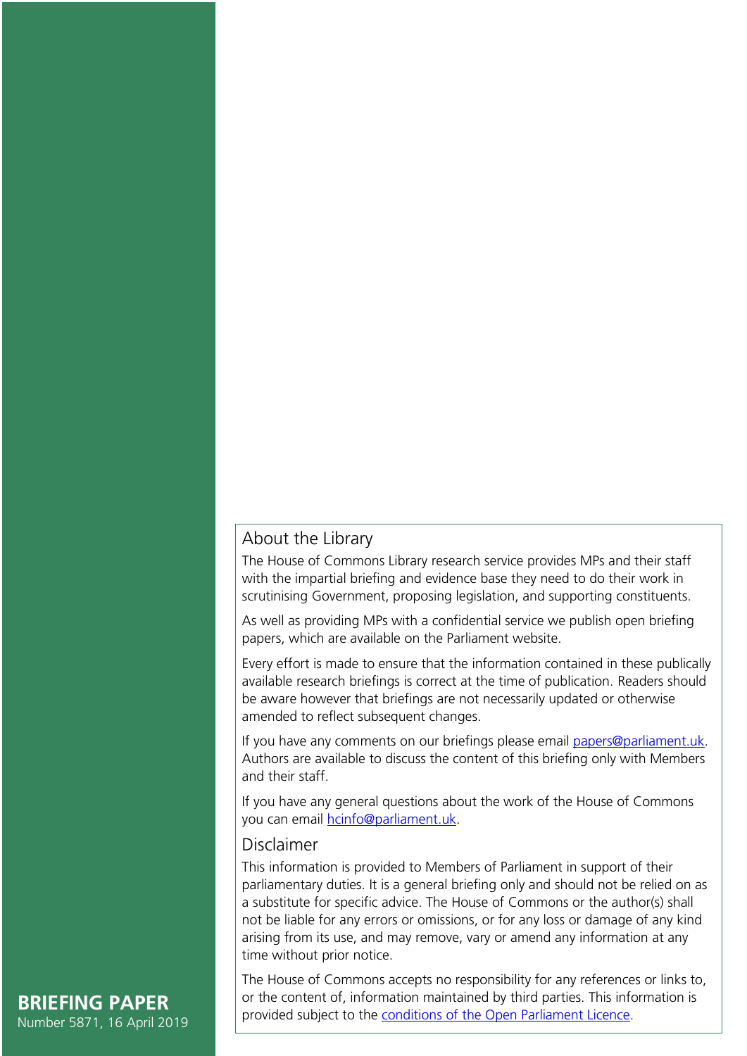## About the Library

The House of Commons Library research service provides MPs and their staff with the impartial briefing and evidence base they need to do their work in scrutinising Government, proposing legislation, and supporting constituents.

As well as providing MPs with a confidential service we publish open briefing papers, which are available on the Parliament website.

Every effort is made to ensure that the information contained in these publically available research briefings is correct at the time of publication. Readers should be aware however that briefings are not necessarily updated or otherwise amended to reflect subsequent changes.

If you have any comments on our briefings please email papers@parliament.uk. Authors are available to discuss the content of this briefing only with Members and their staff.

If you have any general questions about the work of the House of Commons you can email hcinfo@parliament.uk.

## Disclaimer

This information is provided to Members of Parliament in support of their parliamentary duties. It is a general briefing only and should not be relied on as a substitute for specific advice. The House of Commons or the author(s) shall not be liable for any errors or omissions, or for any loss or damage of any kind arising from its use, and may remove, vary or amend any information at any time without prior notice.

The House of Commons accepts no responsibility for any references or links to, or the content of, information maintained by third parties. This information is provided subject to the conditions of the Open Parliament Licence.

**BRIEFING PAPER**
Number 5871, 16 April 2019